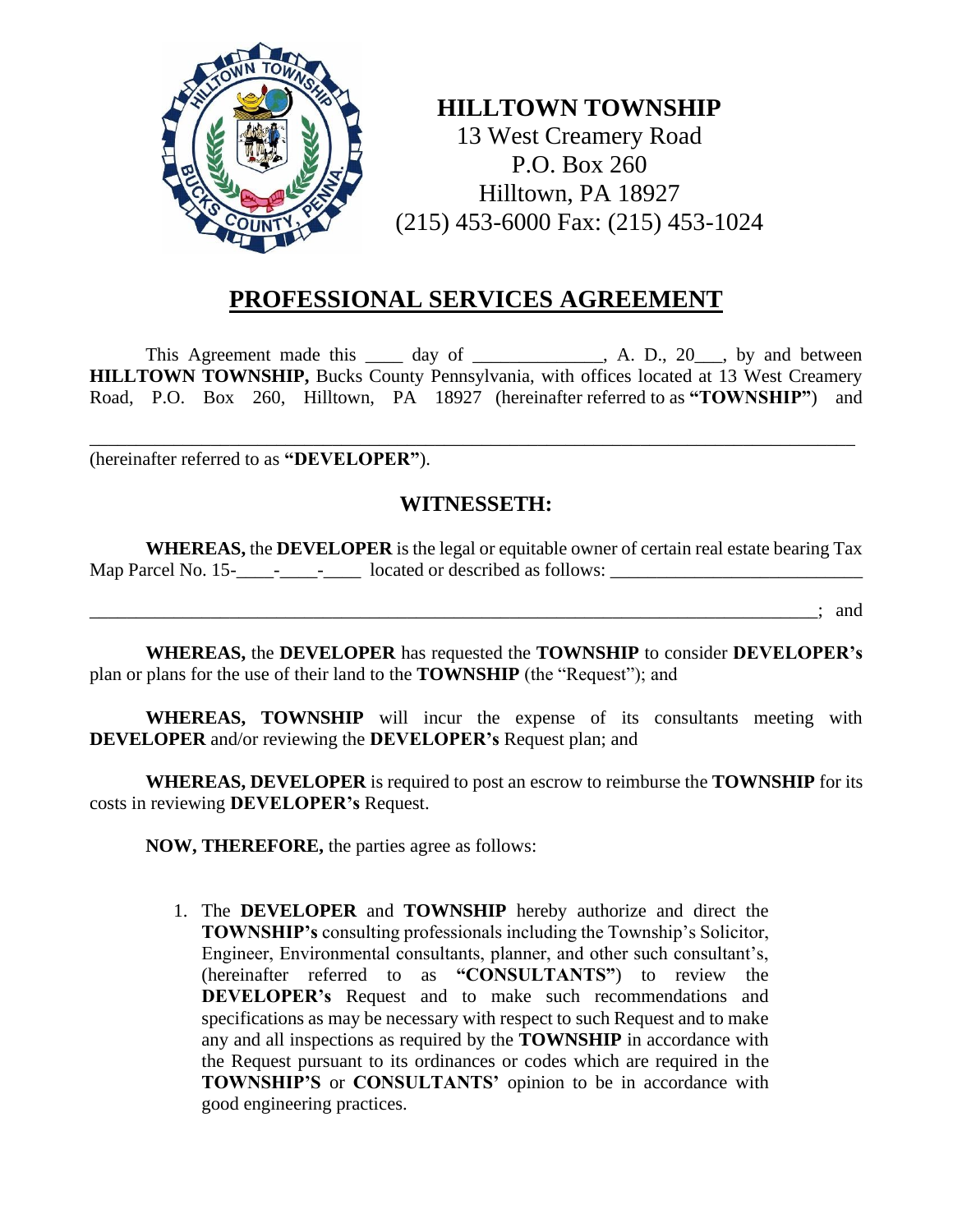**HILLTOWN TOWNSHIP**
13 West Creamery Road
P.O. Box 260
Hilltown, PA 18927
(215) 453-6000 Fax: (215) 453-1024

# PROFESSIONAL SERVICES AGREEMENT

This Agreement made this ____ day of _____________, A. D., 20___, by and between **HILLTOWN TOWNSHIP,** Bucks County Pennsylvania, with offices located at 13 West Creamery Road, P.O. Box 260, Hilltown, PA 18927 (hereinafter referred to as **"TOWNSHIP"**) and

_______________________________________________________________________________
(hereinafter referred to as **"DEVELOPER"**).

## WITNESSETH:

**WHEREAS,** the **DEVELOPER** is the legal or equitable owner of certain real estate bearing Tax Map Parcel No. 15-____-____-____ located or described as follows: __________________________

_____________________________________________________________________________; and

**WHEREAS,** the **DEVELOPER** has requested the **TOWNSHIP** to consider **DEVELOPER's** plan or plans for the use of their land to the **TOWNSHIP** (the "Request"); and

**WHEREAS, TOWNSHIP** will incur the expense of its consultants meeting with **DEVELOPER** and/or reviewing the **DEVELOPER's** Request plan; and

**WHEREAS, DEVELOPER** is required to post an escrow to reimburse the **TOWNSHIP** for its costs in reviewing **DEVELOPER's** Request.

**NOW, THEREFORE,** the parties agree as follows:

1. The **DEVELOPER** and **TOWNSHIP** hereby authorize and direct the **TOWNSHIP's** consulting professionals including the Township's Solicitor, Engineer, Environmental consultants, planner, and other such consultant's, (hereinafter referred to as **"CONSULTANTS"**) to review the **DEVELOPER's** Request and to make such recommendations and specifications as may be necessary with respect to such Request and to make any and all inspections as required by the **TOWNSHIP** in accordance with the Request pursuant to its ordinances or codes which are required in the **TOWNSHIP'S** or **CONSULTANTS'** opinion to be in accordance with good engineering practices.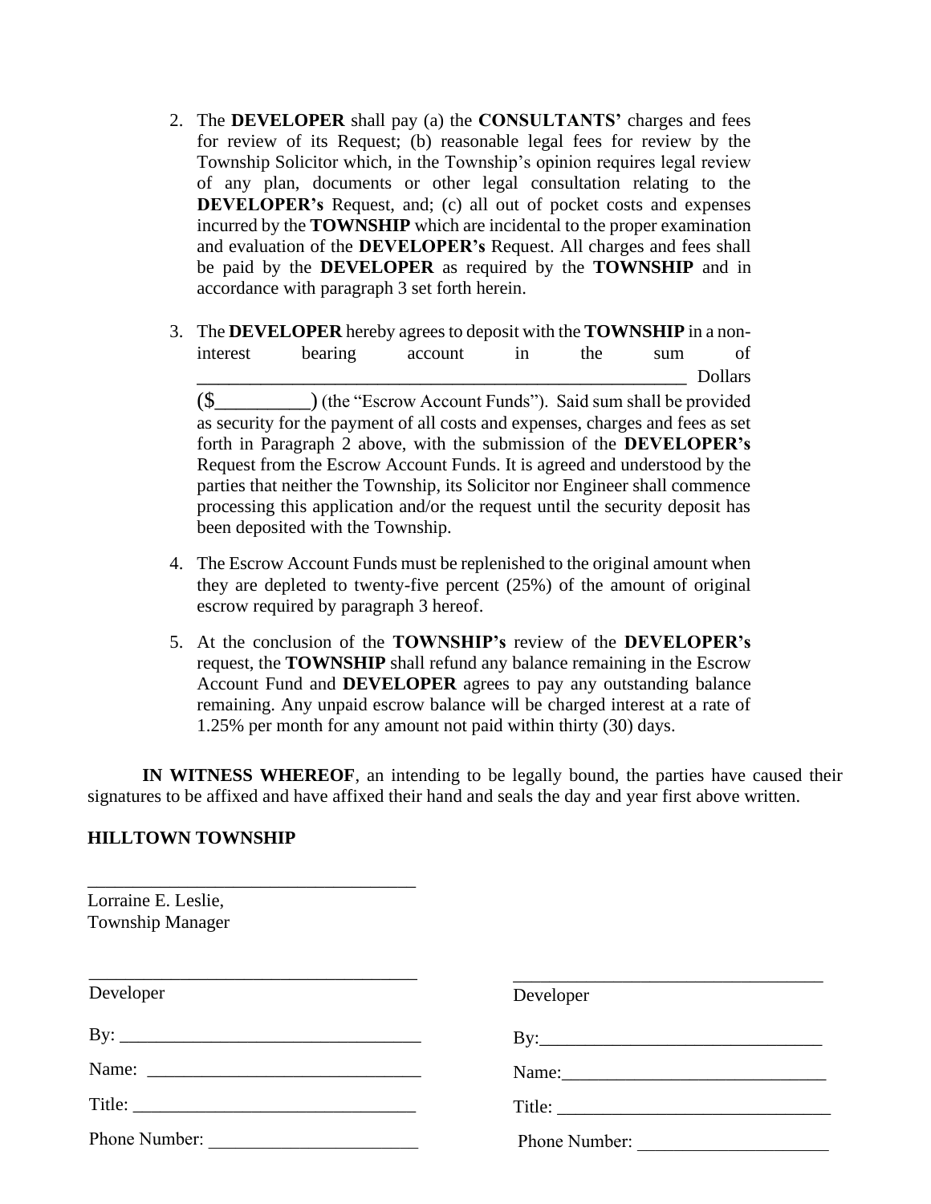2. The **DEVELOPER** shall pay (a) the **CONSULTANTS'** charges and fees for review of its Request; (b) reasonable legal fees for review by the Township Solicitor which, in the Township's opinion requires legal review of any plan, documents or other legal consultation relating to the **DEVELOPER's** Request, and; (c) all out of pocket costs and expenses incurred by the **TOWNSHIP** which are incidental to the proper examination and evaluation of the **DEVELOPER's** Request. All charges and fees shall be paid by the **DEVELOPER** as required by the **TOWNSHIP** and in accordance with paragraph 3 set forth herein.

3. The **DEVELOPER** hereby agrees to deposit with the **TOWNSHIP** in a non-interest bearing account in the sum of _______________________________________________________ Dollars ($__________) (the "Escrow Account Funds"). Said sum shall be provided as security for the payment of all costs and expenses, charges and fees as set forth in Paragraph 2 above, with the submission of the **DEVELOPER's** Request from the Escrow Account Funds. It is agreed and understood by the parties that neither the Township, its Solicitor nor Engineer shall commence processing this application and/or the request until the security deposit has been deposited with the Township.

4. The Escrow Account Funds must be replenished to the original amount when they are depleted to twenty-five percent (25%) of the amount of original escrow required by paragraph 3 hereof.

5. At the conclusion of the **TOWNSHIP's** review of the **DEVELOPER's** request, the **TOWNSHIP** shall refund any balance remaining in the Escrow Account Fund and **DEVELOPER** agrees to pay any outstanding balance remaining. Any unpaid escrow balance will be charged interest at a rate of 1.25% per month for any amount not paid within thirty (30) days.

**IN WITNESS WHEREOF**, an intending to be legally bound, the parties have caused their signatures to be affixed and have affixed their hand and seals the day and year first above written.

**HILLTOWN TOWNSHIP**

_____________________________________

Lorraine E. Leslie,
Township Manager

_____________________________________
Developer

By: _________________________________

Name: _______________________________

Title: _______________________________

Phone Number: _______________________

_____________________________________
Developer

By: _________________________________

Name: _______________________________

Title: _______________________________

Phone Number: _______________________